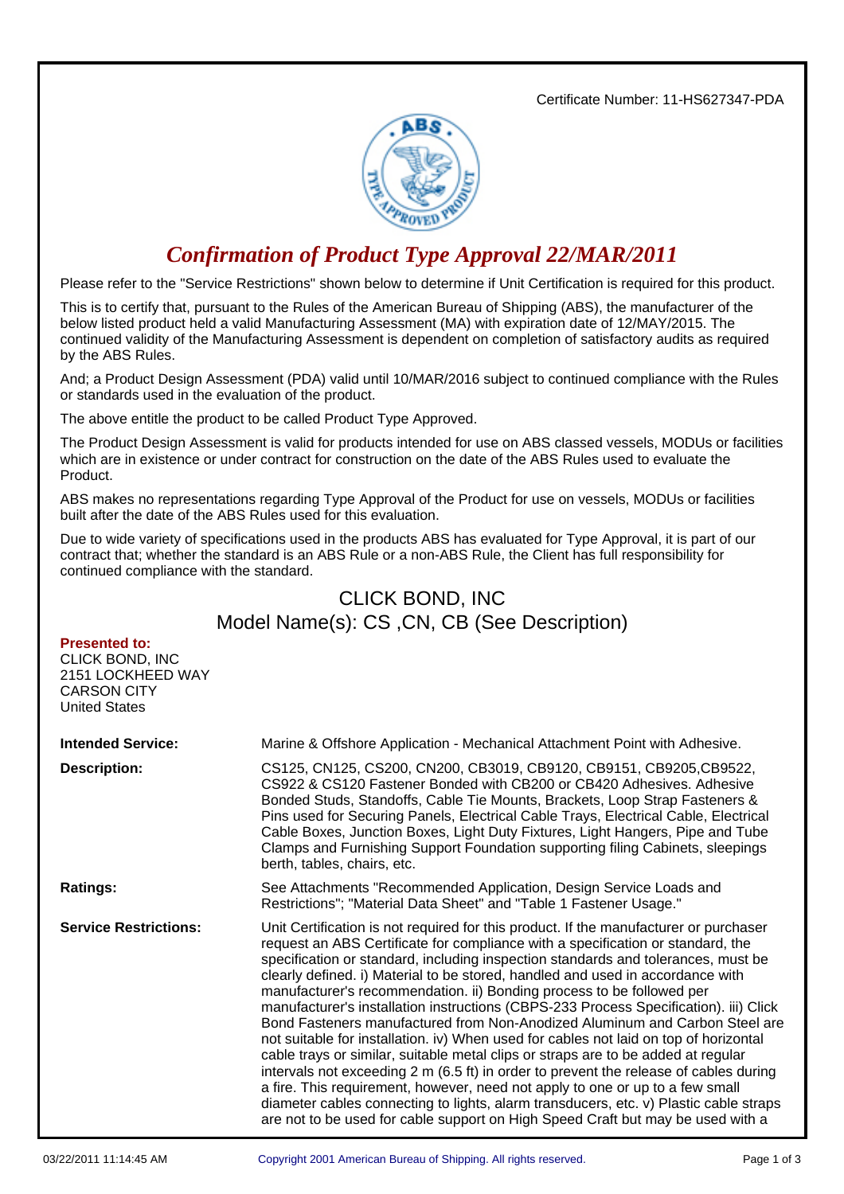Certificate Number: 11-HS627347-PDA

# *Confirmation of Product Type Approval 22/MAR/2011*

Please refer to the "Service Restrictions" shown below to determine if Unit Certification is required for this product.

This is to certify that, pursuant to the Rules of the American Bureau of Shipping (ABS), the manufacturer of the below listed product held a valid Manufacturing Assessment (MA) with expiration date of 12/MAY/2015. The continued validity of the Manufacturing Assessment is dependent on completion of satisfactory audits as required by the ABS Rules.

And; a Product Design Assessment (PDA) valid until 10/MAR/2016 subject to continued compliance with the Rules or standards used in the evaluation of the product.

The above entitle the product to be called Product Type Approved.

The Product Design Assessment is valid for products intended for use on ABS classed vessels, MODUs or facilities which are in existence or under contract for construction on the date of the ABS Rules used to evaluate the Product.

ABS makes no representations regarding Type Approval of the Product for use on vessels, MODUs or facilities built after the date of the ABS Rules used for this evaluation.

Due to wide variety of specifications used in the products ABS has evaluated for Type Approval, it is part of our contract that; whether the standard is an ABS Rule or a non-ABS Rule, the Client has full responsibility for continued compliance with the standard.

## CLICK BOND, INC
## Model Name(s): CS ,CN, CB (See Description)

**Presented to:**
CLICK BOND, INC
2151 LOCKHEED WAY
CARSON CITY
United States

**Intended Service:** Marine & Offshore Application - Mechanical Attachment Point with Adhesive.

**Description:** CS125, CN125, CS200, CN200, CB3019, CB9120, CB9151, CB9205,CB9522, CS922 & CS120 Fastener Bonded with CB200 or CB420 Adhesives. Adhesive Bonded Studs, Standoffs, Cable Tie Mounts, Brackets, Loop Strap Fasteners & Pins used for Securing Panels, Electrical Cable Trays, Electrical Cable, Electrical Cable Boxes, Junction Boxes, Light Duty Fixtures, Light Hangers, Pipe and Tube Clamps and Furnishing Support Foundation supporting filing Cabinets, sleepings berth, tables, chairs, etc.

**Ratings:** See Attachments "Recommended Application, Design Service Loads and Restrictions"; "Material Data Sheet" and "Table 1 Fastener Usage."

**Service Restrictions:** Unit Certification is not required for this product. If the manufacturer or purchaser request an ABS Certificate for compliance with a specification or standard, the specification or standard, including inspection standards and tolerances, must be clearly defined. i) Material to be stored, handled and used in accordance with manufacturer's recommendation. ii) Bonding process to be followed per manufacturer's installation instructions (CBPS-233 Process Specification). iii) Click Bond Fasteners manufactured from Non-Anodized Aluminum and Carbon Steel are not suitable for installation. iv) When used for cables not laid on top of horizontal cable trays or similar, suitable metal clips or straps are to be added at regular intervals not exceeding 2 m (6.5 ft) in order to prevent the release of cables during a fire. This requirement, however, need not apply to one or up to a few small diameter cables connecting to lights, alarm transducers, etc. v) Plastic cable straps are not to be used for cable support on High Speed Craft but may be used with a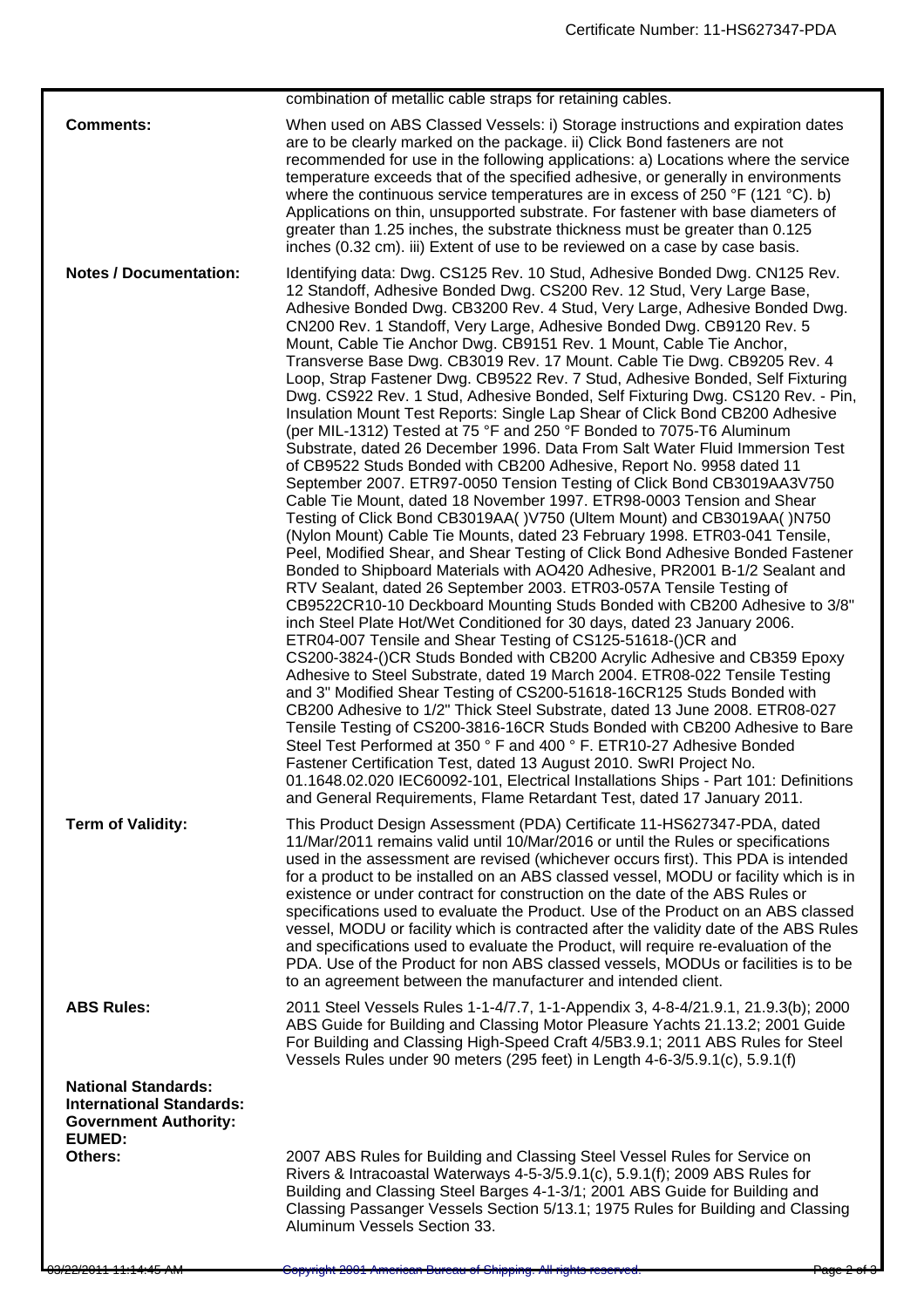| | |
|---|---|
| | combination of metallic cable straps for retaining cables. |
| **Comments:** | When used on ABS Classed Vessels: i) Storage instructions and expiration dates are to be clearly marked on the package. ii) Click Bond fasteners are not recommended for use in the following applications: a) Locations where the service temperature exceeds that of the specified adhesive, or generally in environments where the continuous service temperatures are in excess of 250 °F (121 °C). b) Applications on thin, unsupported substrate. For fastener with base diameters of greater than 1.25 inches, the substrate thickness must be greater than 0.125 inches (0.32 cm). iii) Extent of use to be reviewed on a case by case basis. |
| **Notes / Documentation:** | Identifying data: Dwg. CS125 Rev. 10 Stud, Adhesive Bonded Dwg. CN125 Rev. 12 Standoff, Adhesive Bonded Dwg. CS200 Rev. 12 Stud, Very Large Base, Adhesive Bonded Dwg. CB3200 Rev. 4 Stud, Very Large, Adhesive Bonded Dwg. CN200 Rev. 1 Standoff, Very Large, Adhesive Bonded Dwg. CB9120 Rev. 5 Mount, Cable Tie Anchor Dwg. CB9151 Rev. 1 Mount, Cable Tie Anchor, Transverse Base Dwg. CB3019 Rev. 17 Mount. Cable Tie Dwg. CB9205 Rev. 4 Loop, Strap Fastener Dwg. CB9522 Rev. 7 Stud, Adhesive Bonded, Self Fixturing Dwg. CS922 Rev. 1 Stud, Adhesive Bonded, Self Fixturing Dwg. CS120 Rev. - Pin, Insulation Mount Test Reports: Single Lap Shear of Click Bond CB200 Adhesive (per MIL-1312) Tested at 75 °F and 250 °F Bonded to 7075-T6 Aluminum Substrate, dated 26 December 1996. Data From Salt Water Fluid Immersion Test of CB9522 Studs Bonded with CB200 Adhesive, Report No. 9958 dated 11 September 2007. ETR97-0050 Tension Testing of Click Bond CB3019AA3V750 Cable Tie Mount, dated 18 November 1997. ETR98-0003 Tension and Shear Testing of Click Bond CB3019AA( )V750 (Ultem Mount) and CB3019AA( )N750 (Nylon Mount) Cable Tie Mounts, dated 23 February 1998. ETR03-041 Tensile, Peel, Modified Shear, and Shear Testing of Click Bond Adhesive Bonded Fastener Bonded to Shipboard Materials with AO420 Adhesive, PR2001 B-1/2 Sealant and RTV Sealant, dated 26 September 2003. ETR03-057A Tensile Testing of CB9522CR10-10 Deckboard Mounting Studs Bonded with CB200 Adhesive to 3/8" inch Steel Plate Hot/Wet Conditioned for 30 days, dated 23 January 2006. ETR04-007 Tensile and Shear Testing of CS125-51618-()CR and CS200-3824-()CR Studs Bonded with CB200 Acrylic Adhesive and CB359 Epoxy Adhesive to Steel Substrate, dated 19 March 2004. ETR08-022 Tensile Testing and 3" Modified Shear Testing of CS200-51618-16CR125 Studs Bonded with CB200 Adhesive to 1/2" Thick Steel Substrate, dated 13 June 2008. ETR08-027 Tensile Testing of CS200-3816-16CR Studs Bonded with CB200 Adhesive to Bare Steel Test Performed at 350 ° F and 400 ° F. ETR10-27 Adhesive Bonded Fastener Certification Test, dated 13 August 2010. SwRI Project No. 01.1648.02.020 IEC60092-101, Electrical Installations Ships - Part 101: Definitions and General Requirements, Flame Retardant Test, dated 17 January 2011. |
| **Term of Validity:** | This Product Design Assessment (PDA) Certificate 11-HS627347-PDA, dated 11/Mar/2011 remains valid until 10/Mar/2016 or until the Rules or specifications used in the assessment are revised (whichever occurs first). This PDA is intended for a product to be installed on an ABS classed vessel, MODU or facility which is in existence or under contract for construction on the date of the ABS Rules or specifications used to evaluate the Product. Use of the Product on an ABS classed vessel, MODU or facility which is contracted after the validity date of the ABS Rules and specifications used to evaluate the Product, will require re-evaluation of the PDA. Use of the Product for non ABS classed vessels, MODUs or facilities is to be to an agreement between the manufacturer and intended client. |
| **ABS Rules:** | 2011 Steel Vessels Rules 1-1-4/7.7, 1-1-Appendix 3, 4-8-4/21.9.1, 21.9.3(b); 2000 ABS Guide for Building and Classing Motor Pleasure Yachts 21.13.2; 2001 Guide For Building and Classing High-Speed Craft 4/5B3.9.1; 2011 ABS Rules for Steel Vessels Rules under 90 meters (295 feet) in Length 4-6-3/5.9.1(c), 5.9.1(f) |
| **National Standards:** | |
| **International Standards:** | |
| **Government Authority:** | |
| **EUMED:** | |
| **Others:** | 2007 ABS Rules for Building and Classing Steel Vessel Rules for Service on Rivers & Intracoastal Waterways 4-5-3/5.9.1(c), 5.9.1(f); 2009 ABS Rules for Building and Classing Steel Barges 4-1-3/1; 2001 ABS Guide for Building and Classing Passanger Vessels Section 5/13.1; 1975 Rules for Building and Classing Aluminum Vessels Section 33. |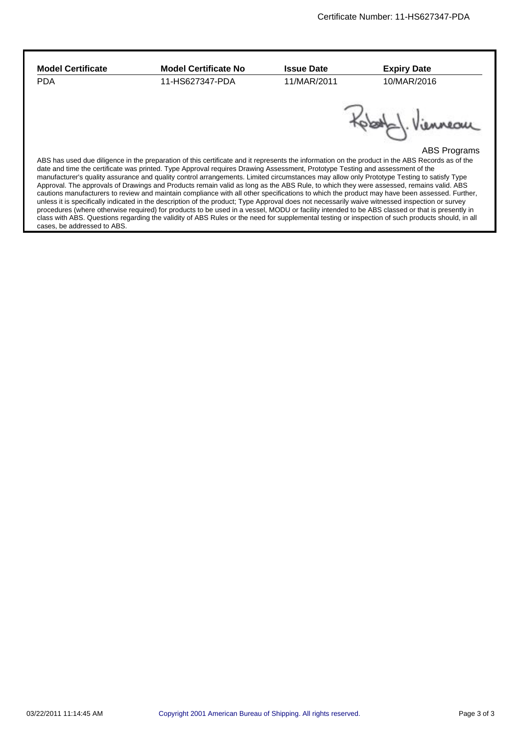Certificate Number: 11-HS627347-PDA

| Model Certificate | Model Certificate No | Issue Date | Expiry Date |
|---|---|---|---|
| PDA | 11-HS627347-PDA | 11/MAR/2011 | 10/MAR/2016 |

Robert J. Vienneau

ABS Programs

ABS has used due diligence in the preparation of this certificate and it represents the information on the product in the ABS Records as of the date and time the certificate was printed. Type Approval requires Drawing Assessment, Prototype Testing and assessment of the manufacturer's quality assurance and quality control arrangements. Limited circumstances may allow only Prototype Testing to satisfy Type Approval. The approvals of Drawings and Products remain valid as long as the ABS Rule, to which they were assessed, remains valid. ABS cautions manufacturers to review and maintain compliance with all other specifications to which the product may have been assessed. Further, unless it is specifically indicated in the description of the product; Type Approval does not necessarily waive witnessed inspection or survey procedures (where otherwise required) for products to be used in a vessel, MODU or facility intended to be ABS classed or that is presently in class with ABS. Questions regarding the validity of ABS Rules or the need for supplemental testing or inspection of such products should, in all cases, be addressed to ABS.

03/22/2011 11:14:45 AM

Copyright 2001 American Bureau of Shipping. All rights reserved.